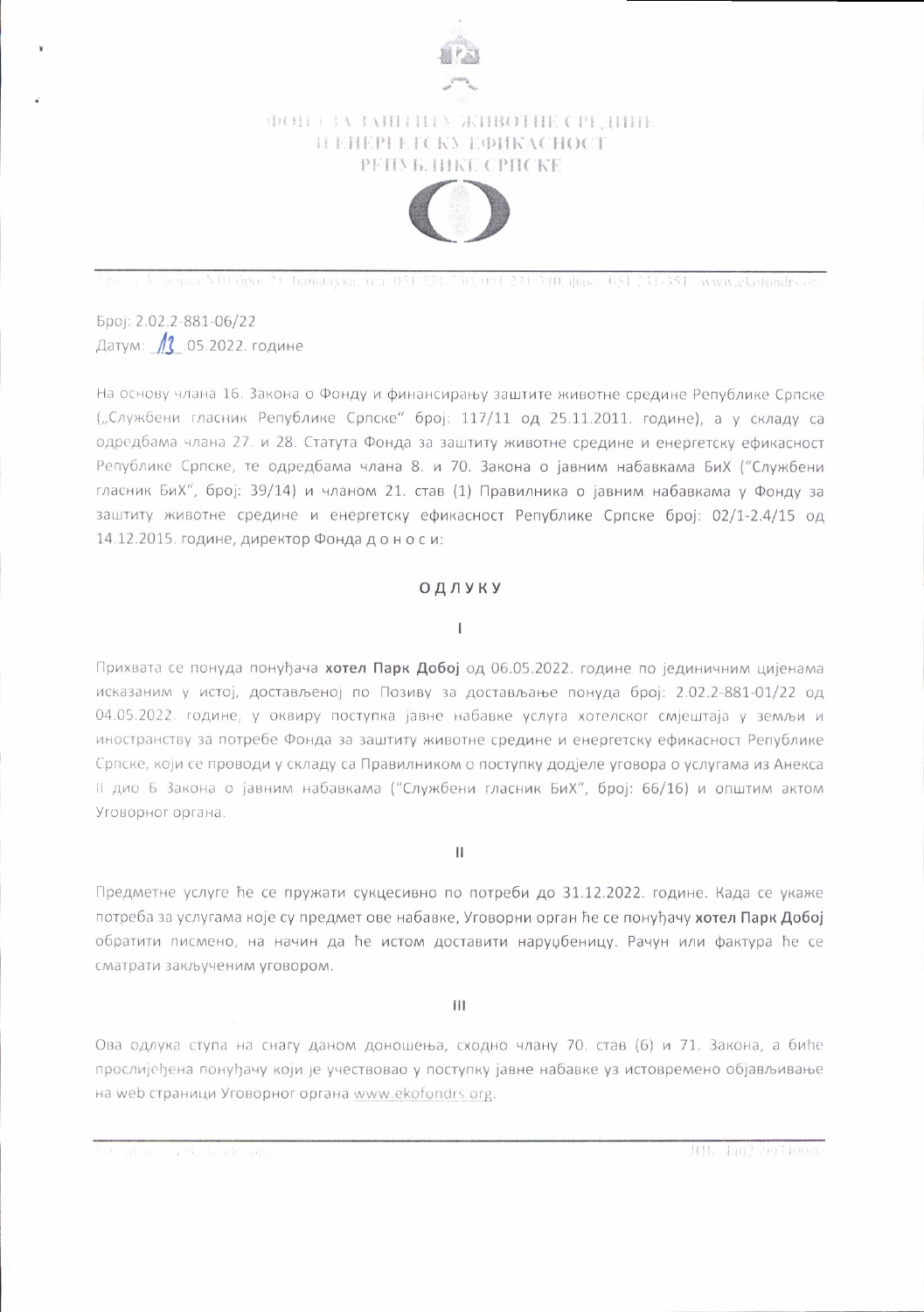ФОНД ЗА ЗАШТИТУ ЖИВОТНЕ СРЕДИНЕ
И ЕНЕРГЕТСКУ ЕФИКАСНОСТ
РЕПУБЛИКЕ СРПСКЕ

Број: 2.02.2-881-06/22
Датум: 13. 05.2022. године

На основу члана 16. Закона о Фонду и финансирању заштите животне средине Републике Српске („Службени гласник Републике Српске" број: 117/11 од 25.11.2011. године), а у складу са одредбама члана 27. и 28. Статута Фонда за заштиту животне средине и енергетску ефикасност Републике Српске, те одредбама члана 8. и 70. Закона о јавним набавкама БиХ ("Службени гласник БиХ", број: 39/14) и чланом 21. став (1) Правилника о јавним набавкама у Фонду за заштиту животне средине и енергетску ефикасност Републике Српске број: 02/1-2.4/15 од 14.12.2015. године, директор Фонда д о н о с и:

## ОДЛУКУ

I

Прихвата се понуда понуђача **хотел Парк Добој** од 06.05.2022. године по јединичним цијенама исказаним у истој, достављеној по Позиву за достављање понуда број: 2.02.2-881-01/22 од 04.05.2022. године, у оквиру поступка јавне набавке услуга хотелског смјештаја у земљи и иностранству за потребе Фонда за заштиту животне средине и енергетску ефикасност Републике Српске, који се проводи у складу са Правилником о поступку додјеле уговора о услугама из Анекса II дио Б Закона о јавним набавкама ("Службени гласник БиХ", број: 66/16) и општим актом Уговорног органа.

II

Предметне услуге ће се пружати сукцесивно по потреби до 31.12.2022. године. Када се укаже потреба за услугама које су предмет ове набавке, Уговорни орган ће се понуђачу **хотел Парк Добој** обратити писмено, на начин да ће истом доставити наруџбеницу. Рачун или фактура ће се сматрати закљученим уговором.

III

Ова одлука ступа на снагу даном доношења, сходно члану 70. став (6) и 71. Закона, а биће прослијеђена понуђачу који је учествовао у поступку јавне набавке уз истовремено објављивање на web страници Уговорног органа www.ekofondrs.org.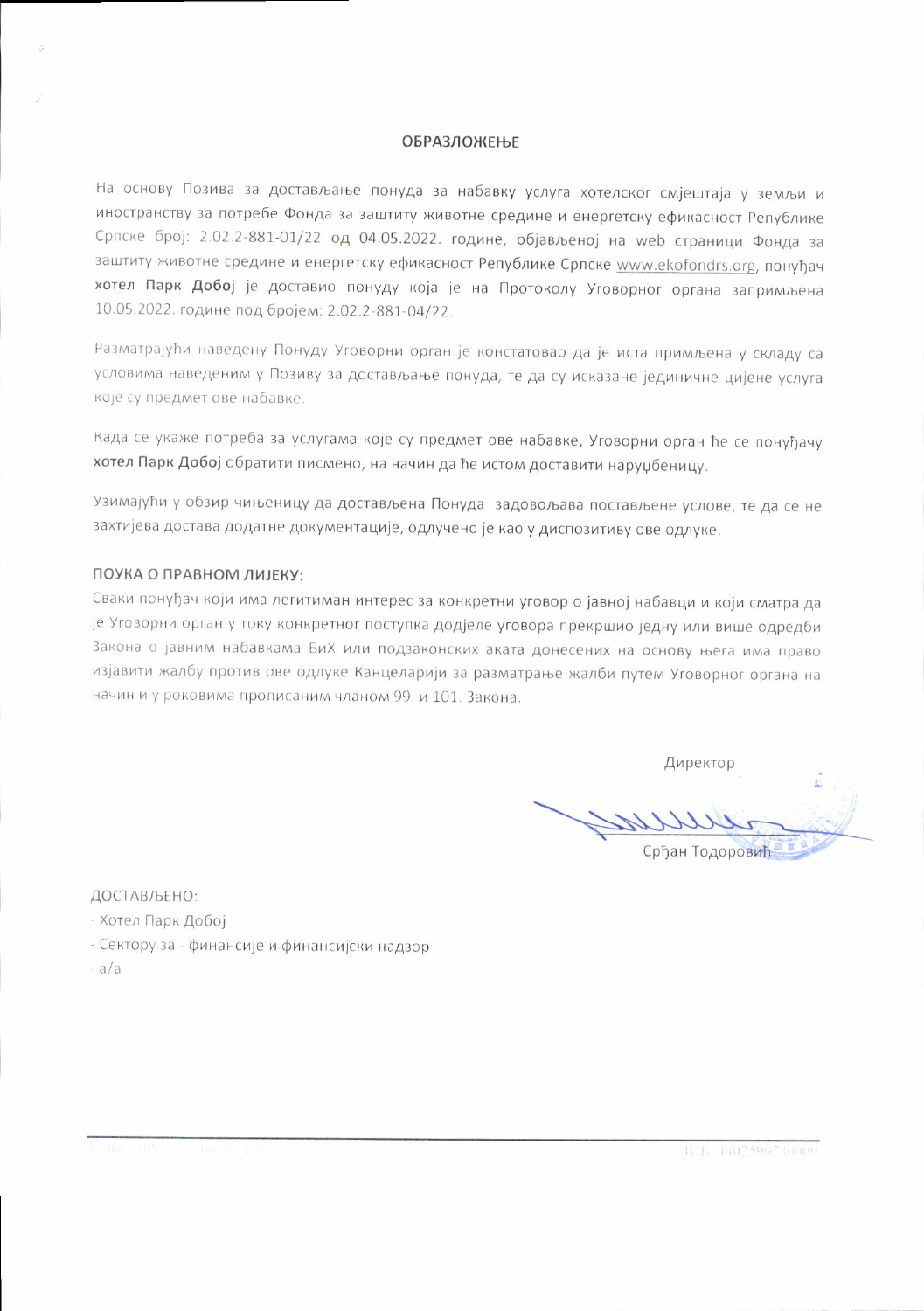## ОБРАЗЛОЖЕЊЕ

На основу Позива за достављање понуда за набавку услуга хотелског смјештаја у земљи и иностранству за потребе Фонда за заштиту животне средине и енергетску ефикасност Републике Српске број: 2.02.2-881-01/22 од 04.05.2022. године, објављеној на web страници Фонда за заштиту животне средине и енергетску ефикасност Републике Српске www.ekofondrs.org, понуђач **хотел Парк Добој** је доставио понуду која је на Протоколу Уговорног органа запримљена 10.05.2022. године под бројем: 2.02.2-881-04/22.

Разматрајући наведену Понуду Уговорни орган је констатовао да је иста примљена у складу са условима наведеним у Позиву за достављање понуда, те да су исказане јединичне цијене услуга које су предмет ове набавке.

Када се укаже потреба за услугама које су предмет ове набавке, Уговорни орган ће се понуђачу **хотел Парк Добој** обратити писмено, на начин да ће истом доставити наруџбеницу.

Узимајући у обзир чињеницу да достављена Понуда задовољава постављене услове, те да се не захтијева достава додатне документације, одлучено је као у диспозитиву ове одлуке.

**ПОУКА О ПРАВНОМ ЛИЈЕКУ:**

Сваки понуђач који има легитиман интерес за конкретни уговор о јавној набавци и који сматра да је Уговорни орган у току конкретног поступка додјеле уговора прекршио једну или више одредби Закона о јавним набавкама БиХ или подзаконских аката донесених на основу њега има право изјавити жалбу против ове одлуке Канцеларији за разматрање жалби путем Уговорног органа на начин и у роковима прописаним чланом 99. и 101. Закона.

Директор

Срђан Тодоровић

ДОСТАВЉЕНО:
- Хотел Парк Добој
- Сектору за - финансије и финансијски надзор
- а/а